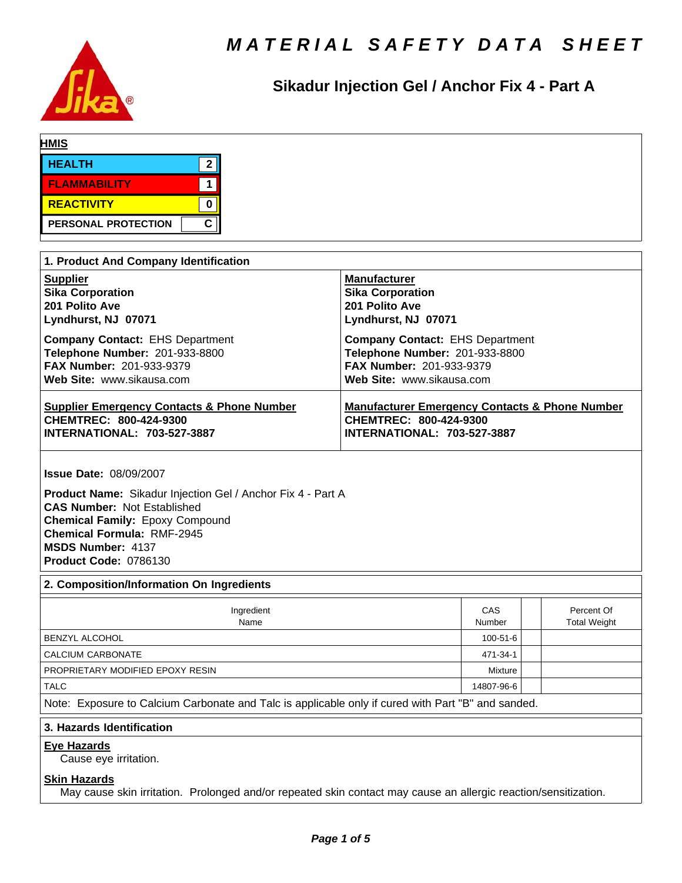# MATERIAL SAFETY DATA SHEET

## Sikadur Injection Gel / Anchor Fix 4 - Part A

**HMIS**

| | |
|---|---|
| HEALTH | 2 |
| FLAMMABILITY | 1 |
| REACTIVITY | 0 |
| PERSONAL PROTECTION | C |

## 1. Product And Company Identification

**Supplier**
**Sika Corporation**
**201 Polito Ave**
**Lyndhurst, NJ 07071**

**Company Contact:** EHS Department
**Telephone Number:** 201-933-8800
**FAX Number:** 201-933-9379
**Web Site:** www.sikausa.com

**Manufacturer**
**Sika Corporation**
**201 Polito Ave**
**Lyndhurst, NJ 07071**

**Company Contact:** EHS Department
**Telephone Number:** 201-933-8800
**FAX Number:** 201-933-9379
**Web Site:** www.sikausa.com

**Supplier Emergency Contacts & Phone Number**
**CHEMTREC: 800-424-9300**
**INTERNATIONAL: 703-527-3887**

**Manufacturer Emergency Contacts & Phone Number**
**CHEMTREC: 800-424-9300**
**INTERNATIONAL: 703-527-3887**

**Issue Date:** 08/09/2007

**Product Name:** Sikadur Injection Gel / Anchor Fix 4 - Part A
**CAS Number:** Not Established
**Chemical Family:** Epoxy Compound
**Chemical Formula:** RMF-2945
**MSDS Number:** 4137
**Product Code:** 0786130

## 2. Composition/Information On Ingredients

| Ingredient Name | CAS Number | | Percent Of Total Weight |
|---|---|---|---|
| BENZYL ALCOHOL | 100-51-6 | | |
| CALCIUM CARBONATE | 471-34-1 | | |
| PROPRIETARY MODIFIED EPOXY RESIN | Mixture | | |
| TALC | 14807-96-6 | | |

Note: Exposure to Calcium Carbonate and Talc is applicable only if cured with Part "B" and sanded.

## 3. Hazards Identification

**Eye Hazards**
Cause eye irritation.

**Skin Hazards**
May cause skin irritation. Prolonged and/or repeated skin contact may cause an allergic reaction/sensitization.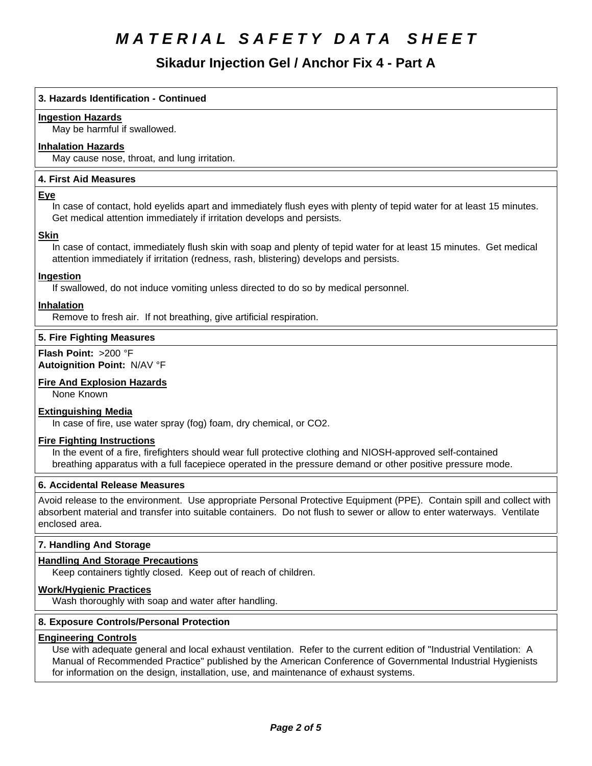## 3. Hazards Identification - Continued

**Ingestion Hazards**

May be harmful if swallowed.

**Inhalation Hazards**

May cause nose, throat, and lung irritation.

## 4. First Aid Measures

**Eye**

In case of contact, hold eyelids apart and immediately flush eyes with plenty of tepid water for at least 15 minutes. Get medical attention immediately if irritation develops and persists.

**Skin**

In case of contact, immediately flush skin with soap and plenty of tepid water for at least 15 minutes. Get medical attention immediately if irritation (redness, rash, blistering) develops and persists.

**Ingestion**

If swallowed, do not induce vomiting unless directed to do so by medical personnel.

**Inhalation**

Remove to fresh air. If not breathing, give artificial respiration.

## 5. Fire Fighting Measures

**Flash Point:** >200 °F
**Autoignition Point:** N/AV °F

**Fire And Explosion Hazards**

None Known

**Extinguishing Media**

In case of fire, use water spray (fog) foam, dry chemical, or $CO_2$.

**Fire Fighting Instructions**

In the event of a fire, firefighters should wear full protective clothing and NIOSH-approved self-contained breathing apparatus with a full facepiece operated in the pressure demand or other positive pressure mode.

## 6. Accidental Release Measures

Avoid release to the environment. Use appropriate Personal Protective Equipment (PPE). Contain spill and collect with absorbent material and transfer into suitable containers. Do not flush to sewer or allow to enter waterways. Ventilate enclosed area.

## 7. Handling And Storage

**Handling And Storage Precautions**

Keep containers tightly closed. Keep out of reach of children.

**Work/Hygienic Practices**

Wash thoroughly with soap and water after handling.

## 8. Exposure Controls/Personal Protection

**Engineering Controls**

Use with adequate general and local exhaust ventilation. Refer to the current edition of "Industrial Ventilation: A Manual of Recommended Practice" published by the American Conference of Governmental Industrial Hygienists for information on the design, installation, use, and maintenance of exhaust systems.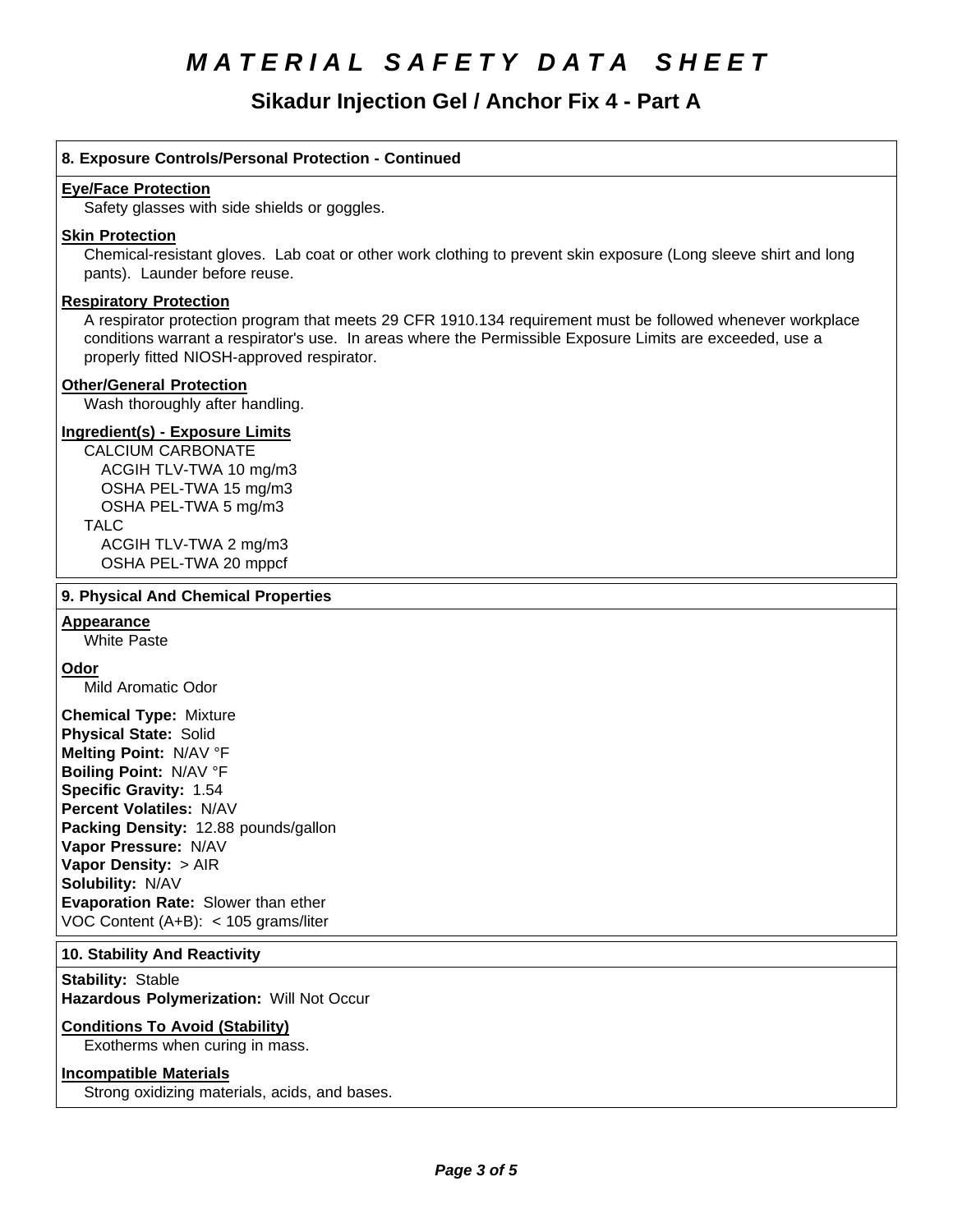# MATERIAL SAFETY DATA SHEET

## Sikadur Injection Gel / Anchor Fix 4 - Part A

### 8. Exposure Controls/Personal Protection - Continued

**Eye/Face Protection**

Safety glasses with side shields or goggles.

**Skin Protection**

Chemical-resistant gloves. Lab coat or other work clothing to prevent skin exposure (Long sleeve shirt and long pants). Launder before reuse.

**Respiratory Protection**

A respirator protection program that meets 29 CFR 1910.134 requirement must be followed whenever workplace conditions warrant a respirator's use. In areas where the Permissible Exposure Limits are exceeded, use a properly fitted NIOSH-approved respirator.

**Other/General Protection**

Wash thoroughly after handling.

**Ingredient(s) - Exposure Limits**

CALCIUM CARBONATE
- ACGIH TLV-TWA 10 mg/m3
- OSHA PEL-TWA 15 mg/m3
- OSHA PEL-TWA 5 mg/m3

TALC
- ACGIH TLV-TWA 2 mg/m3
- OSHA PEL-TWA 20 mppcf

### 9. Physical And Chemical Properties

**Appearance**

White Paste

**Odor**

Mild Aromatic Odor

**Chemical Type:** Mixture
**Physical State:** Solid
**Melting Point:** N/AV °F
**Boiling Point:** N/AV °F
**Specific Gravity:** 1.54
**Percent Volatiles:** N/AV
**Packing Density:** 12.88 pounds/gallon
**Vapor Pressure:** N/AV
**Vapor Density:** > AIR
**Solubility:** N/AV
**Evaporation Rate:** Slower than ether
VOC Content (A+B): < 105 grams/liter

### 10. Stability And Reactivity

**Stability:** Stable
**Hazardous Polymerization:** Will Not Occur

**Conditions To Avoid (Stability)**

Exotherms when curing in mass.

**Incompatible Materials**

Strong oxidizing materials, acids, and bases.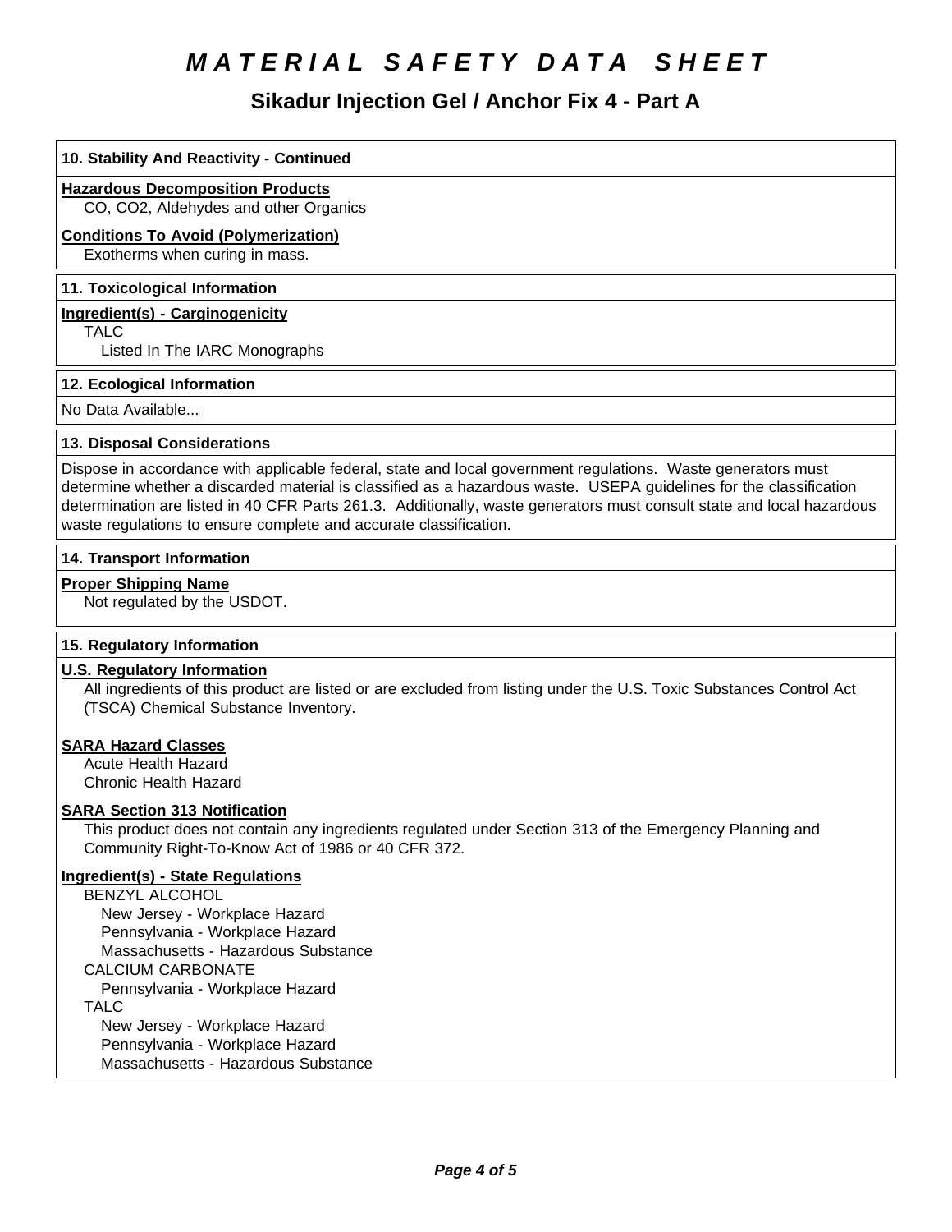# MATERIAL SAFETY DATA SHEET

## Sikadur Injection Gel / Anchor Fix 4 - Part A

### 10. Stability And Reactivity - Continued

**Hazardous Decomposition Products**

CO, CO2, Aldehydes and other Organics

**Conditions To Avoid (Polymerization)**

Exotherms when curing in mass.

### 11. Toxicological Information

**Ingredient(s) - Carginogenicity**

TALC
- Listed In The IARC Monographs

### 12. Ecological Information

No Data Available...

### 13. Disposal Considerations

Dispose in accordance with applicable federal, state and local government regulations. Waste generators must determine whether a discarded material is classified as a hazardous waste. USEPA guidelines for the classification determination are listed in 40 CFR Parts 261.3. Additionally, waste generators must consult state and local hazardous waste regulations to ensure complete and accurate classification.

### 14. Transport Information

**Proper Shipping Name**

Not regulated by the USDOT.

### 15. Regulatory Information

**U.S. Regulatory Information**

All ingredients of this product are listed or are excluded from listing under the U.S. Toxic Substances Control Act (TSCA) Chemical Substance Inventory.

**SARA Hazard Classes**

Acute Health Hazard
Chronic Health Hazard

**SARA Section 313 Notification**

This product does not contain any ingredients regulated under Section 313 of the Emergency Planning and Community Right-To-Know Act of 1986 or 40 CFR 372.

**Ingredient(s) - State Regulations**

BENZYL ALCOHOL
- New Jersey - Workplace Hazard
- Pennsylvania - Workplace Hazard
- Massachusetts - Hazardous Substance

CALCIUM CARBONATE
- Pennsylvania - Workplace Hazard

TALC
- New Jersey - Workplace Hazard
- Pennsylvania - Workplace Hazard
- Massachusetts - Hazardous Substance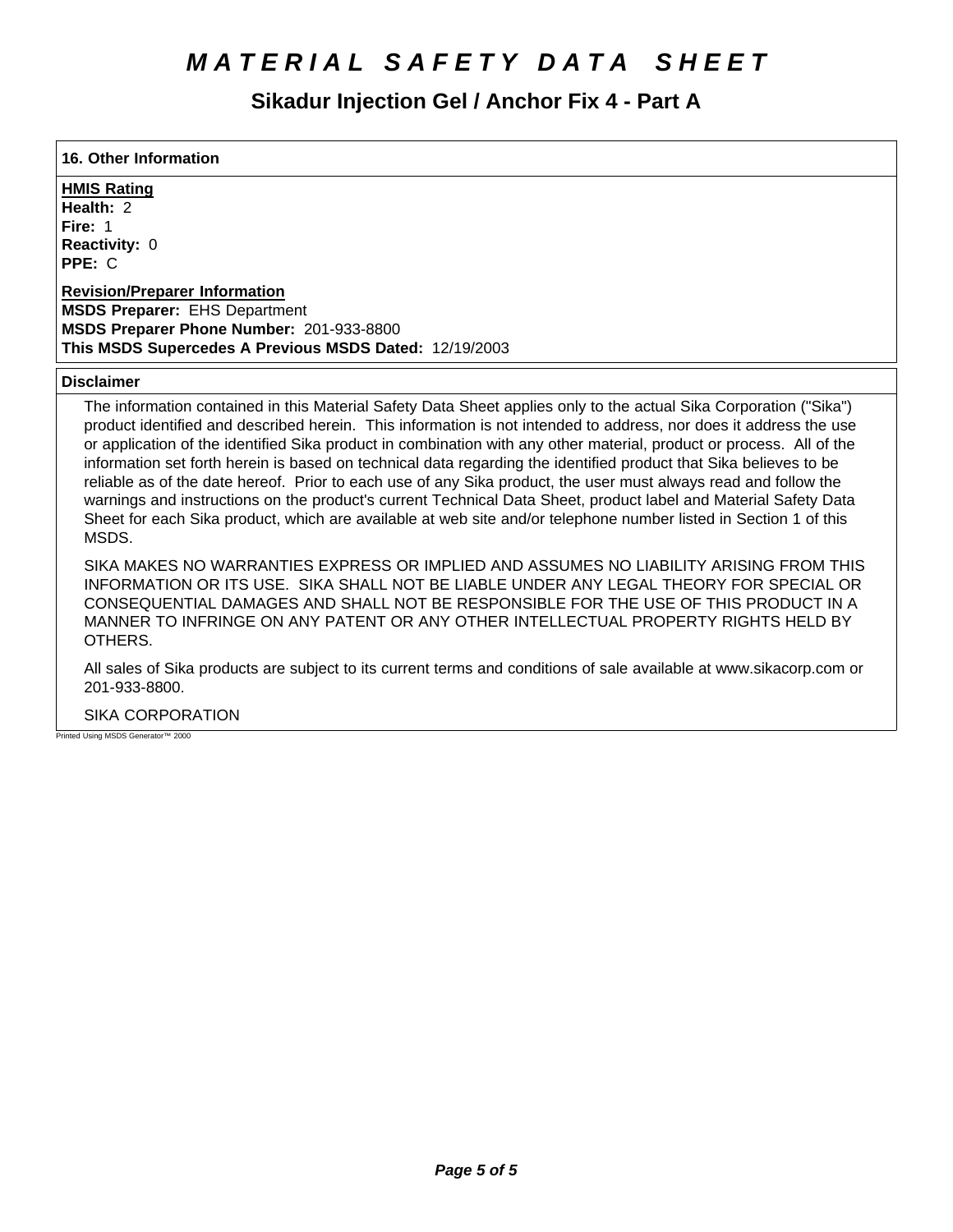# MATERIAL SAFETY DATA SHEET

## Sikadur Injection Gel / Anchor Fix 4 - Part A

### 16. Other Information

**HMIS Rating**
**Health:** 2
**Fire:** 1
**Reactivity:** 0
**PPE:** C

**Revision/Preparer Information**
**MSDS Preparer:** EHS Department
**MSDS Preparer Phone Number:** 201-933-8800
**This MSDS Supercedes A Previous MSDS Dated:** 12/19/2003

### Disclaimer

The information contained in this Material Safety Data Sheet applies only to the actual Sika Corporation ("Sika") product identified and described herein. This information is not intended to address, nor does it address the use or application of the identified Sika product in combination with any other material, product or process. All of the information set forth herein is based on technical data regarding the identified product that Sika believes to be reliable as of the date hereof. Prior to each use of any Sika product, the user must always read and follow the warnings and instructions on the product's current Technical Data Sheet, product label and Material Safety Data Sheet for each Sika product, which are available at web site and/or telephone number listed in Section 1 of this MSDS.

SIKA MAKES NO WARRANTIES EXPRESS OR IMPLIED AND ASSUMES NO LIABILITY ARISING FROM THIS INFORMATION OR ITS USE. SIKA SHALL NOT BE LIABLE UNDER ANY LEGAL THEORY FOR SPECIAL OR CONSEQUENTIAL DAMAGES AND SHALL NOT BE RESPONSIBLE FOR THE USE OF THIS PRODUCT IN A MANNER TO INFRINGE ON ANY PATENT OR ANY OTHER INTELLECTUAL PROPERTY RIGHTS HELD BY OTHERS.

All sales of Sika products are subject to its current terms and conditions of sale available at www.sikacorp.com or 201-933-8800.

SIKA CORPORATION

Printed Using MSDS Generator™ 2000